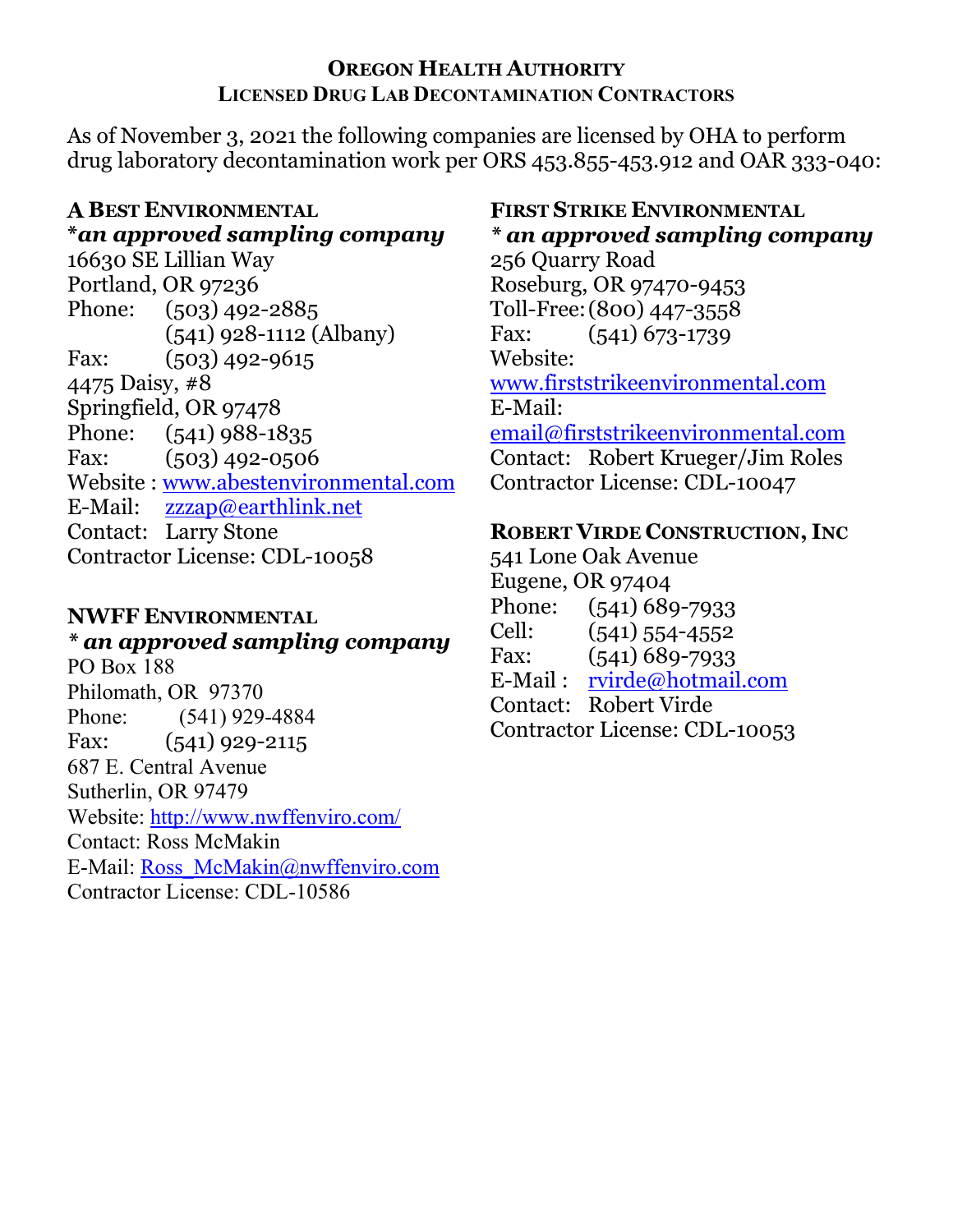# OREGON HEALTH AUTHORITY
## LICENSED DRUG LAB DECONTAMINATION CONTRACTORS

As of November 3, 2021 the following companies are licensed by OHA to perform drug laboratory decontamination work per ORS 453.855-453.912 and OAR 333-040:

### A BEST ENVIRONMENTAL
***an approved sampling company***

16630 SE Lillian Way  
Portland, OR 97236  
Phone: (503) 492-2885  
(541) 928-1112 (Albany)  
Fax: (503) 492-9615  
4475 Daisy, #8  
Springfield, OR 97478  
Phone: (541) 988-1835  
Fax: (503) 492-0506  
Website : www.abestenvironmental.com  
E-Mail: zzzap@earthlink.net  
Contact: Larry Stone  
Contractor License: CDL-10058

### NWFF ENVIRONMENTAL
*** an approved sampling company***

PO Box 188  
Philomath, OR 97370  
Phone: (541) 929-4884  
Fax: (541) 929-2115  
687 E. Central Avenue  
Sutherlin, OR 97479  
Website: http://www.nwffenviro.com/  
Contact: Ross McMakin  
E-Mail: Ross_McMakin@nwffenviro.com  
Contractor License: CDL-10586

### FIRST STRIKE ENVIRONMENTAL
*** an approved sampling company***

256 Quarry Road  
Roseburg, OR 97470-9453  
Toll-Free: (800) 447-3558  
Fax: (541) 673-1739  
Website:  
www.firststrikeenvironmental.com  
E-Mail:  
email@firststrikeenvironmental.com  
Contact: Robert Krueger/Jim Roles  
Contractor License: CDL-10047

### ROBERT VIRDE CONSTRUCTION, INC

541 Lone Oak Avenue  
Eugene, OR 97404  
Phone: (541) 689-7933  
Cell: (541) 554-4552  
Fax: (541) 689-7933  
E-Mail : rvirde@hotmail.com  
Contact: Robert Virde  
Contractor License: CDL-10053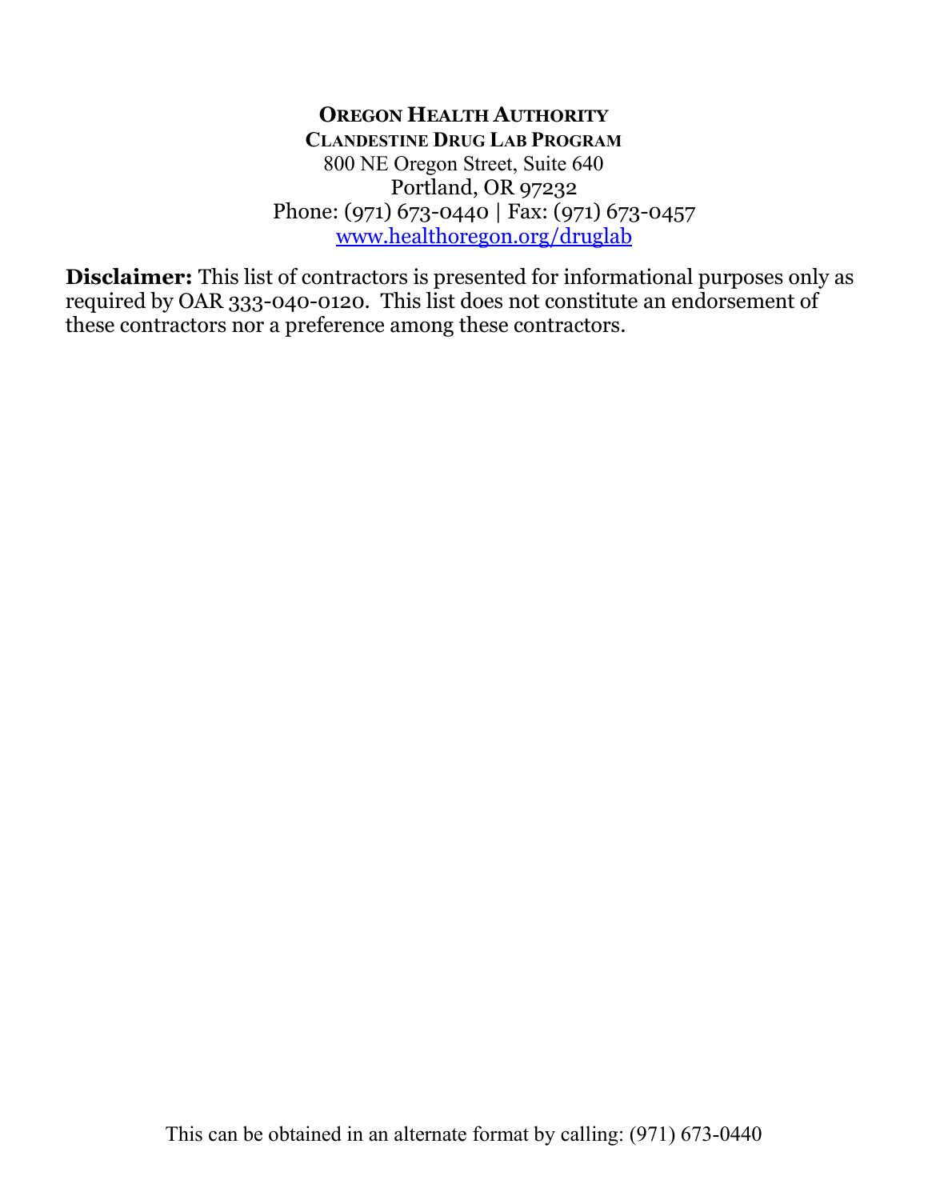**OREGON HEALTH AUTHORITY**

**CLANDESTINE DRUG LAB PROGRAM**

800 NE Oregon Street, Suite 640
Portland, OR 97232
Phone: (971) 673-0440 | Fax: (971) 673-0457
www.healthoregon.org/druglab

**Disclaimer:** This list of contractors is presented for informational purposes only as required by OAR 333-040-0120. This list does not constitute an endorsement of these contractors nor a preference among these contractors.

This can be obtained in an alternate format by calling: (971) 673-0440